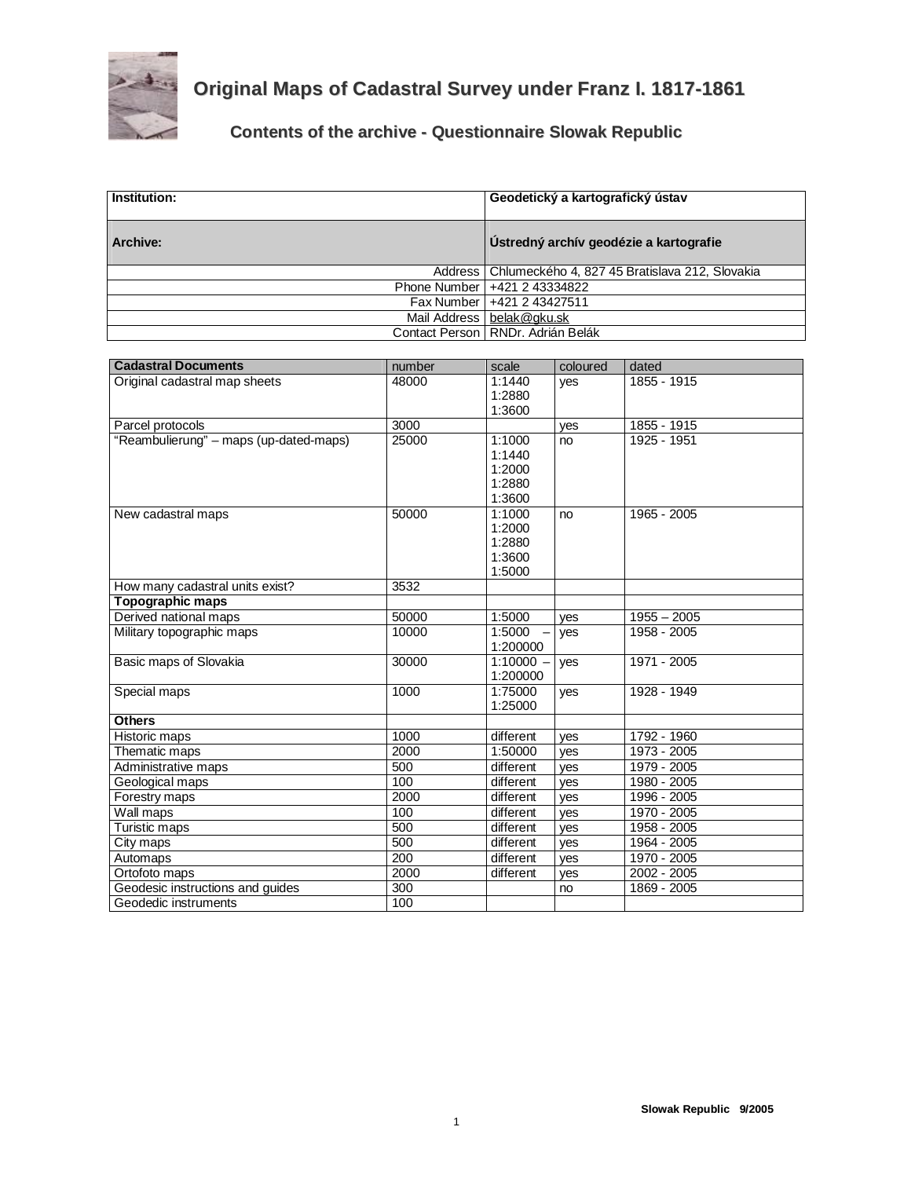# Original Maps of Cadastral Survey under Franz I. 1817-1861

## Contents of the archive - Questionnaire Slowak Republic

| Institution: | Geodetický a kartografický ústav |
|---|---|
| Archive: | Ústredný archív geodézie a kartografie |
| Address | Chlumeckého 4, 827 45 Bratislava 212, Slovakia |
| Phone Number | +421 2 43334822 |
| Fax Number | +421 2 43427511 |
| Mail Address | belak@gku.sk |
| Contact Person | RNDr. Adrián Belák |

| Cadastral Documents | number | scale | coloured | dated |
|---|---|---|---|---|
| Original cadastral map sheets | 48000 | 1:1440<br>1:2880<br>1:3600 | yes | 1855 - 1915 |
| Parcel protocols | 3000 | | yes | 1855 - 1915 |
| "Reambulierung" – maps (up-dated-maps) | 25000 | 1:1000<br>1:1440<br>1:2000<br>1:2880<br>1:3600 | no | 1925 - 1951 |
| New cadastral maps | 50000 | 1:1000<br>1:2000<br>1:2880<br>1:3600<br>1:5000 | no | 1965 - 2005 |
| How many cadastral units exist? | 3532 | | | |
| **Topographic maps** | | | | |
| Derived national maps | 50000 | 1:5000 | yes | 1955 – 2005 |
| Military topographic maps | 10000 | 1:5000 –<br>1:200000 | yes | 1958 - 2005 |
| Basic maps of Slovakia | 30000 | 1:10000 –<br>1:200000 | yes | 1971 - 2005 |
| Special maps | 1000 | 1:75000<br>1:25000 | yes | 1928 - 1949 |
| **Others** | | | | |
| Historic maps | 1000 | different | yes | 1792 - 1960 |
| Thematic maps | 2000 | 1:50000 | yes | 1973 - 2005 |
| Administrative maps | 500 | different | yes | 1979 - 2005 |
| Geological maps | 100 | different | yes | 1980 - 2005 |
| Forestry maps | 2000 | different | yes | 1996 - 2005 |
| Wall maps | 100 | different | yes | 1970 - 2005 |
| Turistic maps | 500 | different | yes | 1958 - 2005 |
| City maps | 500 | different | yes | 1964 - 2005 |
| Automaps | 200 | different | yes | 1970 - 2005 |
| Ortofoto maps | 2000 | different | yes | 2002 - 2005 |
| Geodesic instructions and guides | 300 | | no | 1869 - 2005 |
| Geodedic instruments | 100 | | | |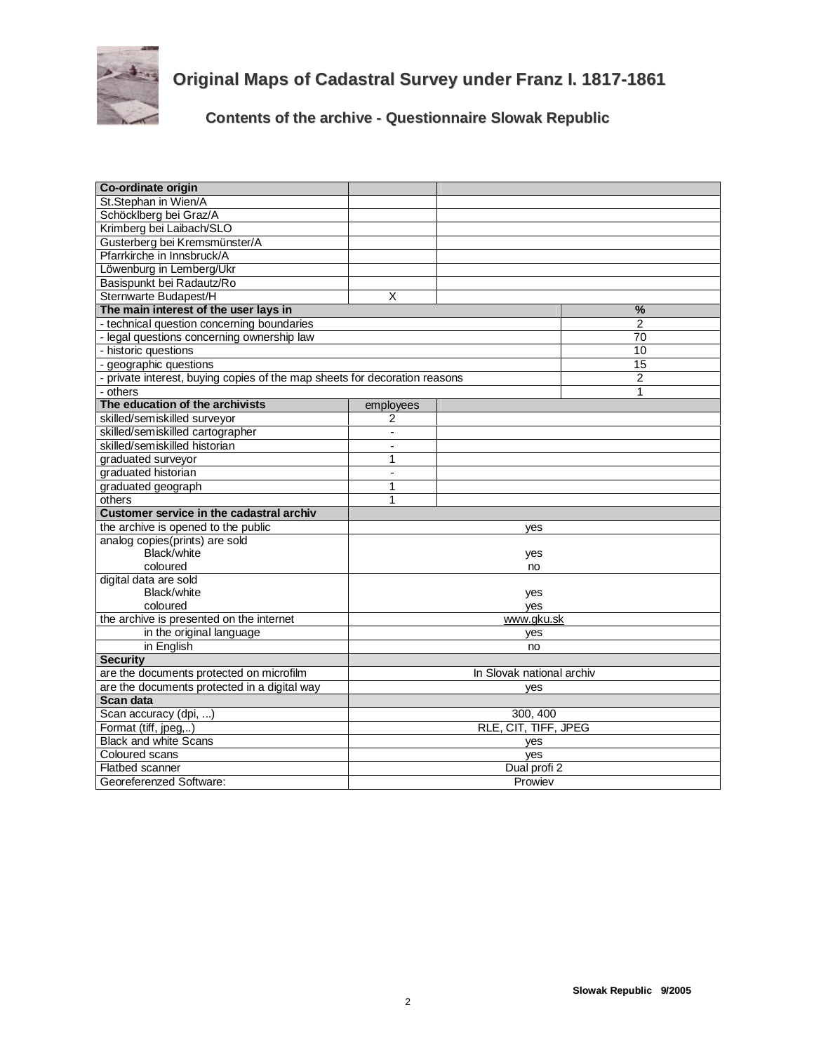# Original Maps of Cadastral Survey under Franz I. 1817-1861

## Contents of the archive - Questionnaire Slowak Republic

| | | |
|---|---|---|
| **Co-ordinate origin** | | |
| St.Stephan in Wien/A | | |
| Schöcklberg bei Graz/A | | |
| Krimberg bei Laibach/SLO | | |
| Gusterberg bei Kremsmünster/A | | |
| Pfarrkirche in Innsbruck/A | | |
| Löwenburg in Lemberg/Ukr | | |
| Basispunkt bei Radautz/Ro | | |
| Sternwarte Budapest/H | X | |

| | |
|---|---|
| **The main interest of the user lays in** | **%** |
| - technical question concerning boundaries | 2 |
| - legal questions concerning ownership law | 70 |
| - historic questions | 10 |
| - geographic questions | 15 |
| - private interest, buying copies of the map sheets for decoration reasons | 2 |
| - others | 1 |

| | |
|---|---|
| **The education of the archivists** | employees |
| skilled/semiskilled surveyor | 2 |
| skilled/semiskilled cartographer | - |
| skilled/semiskilled historian | - |
| graduated surveyor | 1 |
| graduated historian | - |
| graduated geograph | 1 |
| others | 1 |

| | |
|---|---|
| **Customer service in the cadastral archiv** | |
| the archive is opened to the public | yes |
| analog copies(prints) are sold | |
| Black/white | yes |
| coloured | no |
| digital data are sold | |
| Black/white | yes |
| coloured | yes |
| the archive is presented on the internet | www.gku.sk |
| in the original language | yes |
| in English | no |
| **Security** | |
| are the documents protected on microfilm | In Slovak national archiv |
| are the documents protected in a digital way | yes |
| **Scan data** | |
| Scan accuracy (dpi, ...) | 300, 400 |
| Format (tiff, jpeg,..) | RLE, CIT, TIFF, JPEG |
| Black and white Scans | yes |
| Coloured scans | yes |
| Flatbed scanner | Dual profi 2 |
| Georeferenzed Software: | Prowiev |